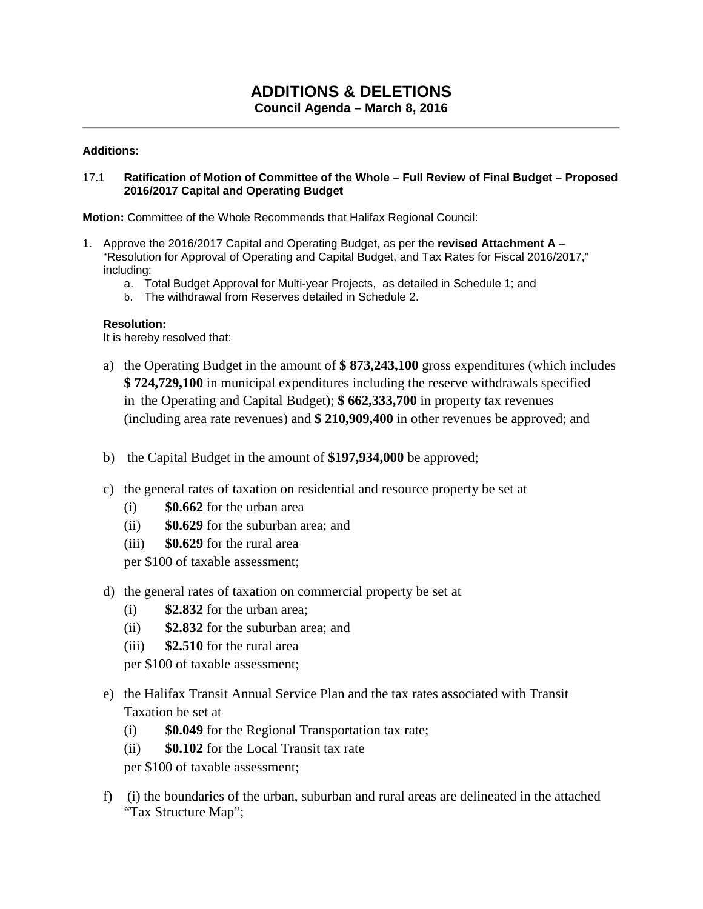# ADDITIONS & DELETIONS

**Council Agenda – March 8, 2016**

---

**Additions:**

17.1 **Ratification of Motion of Committee of the Whole – Full Review of Final Budget – Proposed 2016/2017 Capital and Operating Budget**

**Motion:** Committee of the Whole Recommends that Halifax Regional Council:

1. Approve the 2016/2017 Capital and Operating Budget, as per the **revised Attachment A** – "Resolution for Approval of Operating and Capital Budget, and Tax Rates for Fiscal 2016/2017," including:
   a. Total Budget Approval for Multi-year Projects, as detailed in Schedule 1; and
   b. The withdrawal from Reserves detailed in Schedule 2.

   **Resolution:**
   It is hereby resolved that:

   a) the Operating Budget in the amount of **$ 873,243,100** gross expenditures (which includes **$ 724,729,100** in municipal expenditures including the reserve withdrawals specified in the Operating and Capital Budget); **$ 662,333,700** in property tax revenues (including area rate revenues) and **$ 210,909,400** in other revenues be approved; and

   b) the Capital Budget in the amount of **$197,934,000** be approved;

   c) the general rates of taxation on residential and resource property be set at
      (i) **$0.662** for the urban area
      (ii) **$0.629** for the suburban area; and
      (iii) **$0.629** for the rural area
      per $100 of taxable assessment;

   d) the general rates of taxation on commercial property be set at
      (i) **$2.832** for the urban area;
      (ii) **$2.832** for the suburban area; and
      (iii) **$2.510** for the rural area
      per $100 of taxable assessment;

   e) the Halifax Transit Annual Service Plan and the tax rates associated with Transit Taxation be set at
      (i) **$0.049** for the Regional Transportation tax rate;
      (ii) **$0.102** for the Local Transit tax rate
      per $100 of taxable assessment;

   f) (i) the boundaries of the urban, suburban and rural areas are delineated in the attached "Tax Structure Map";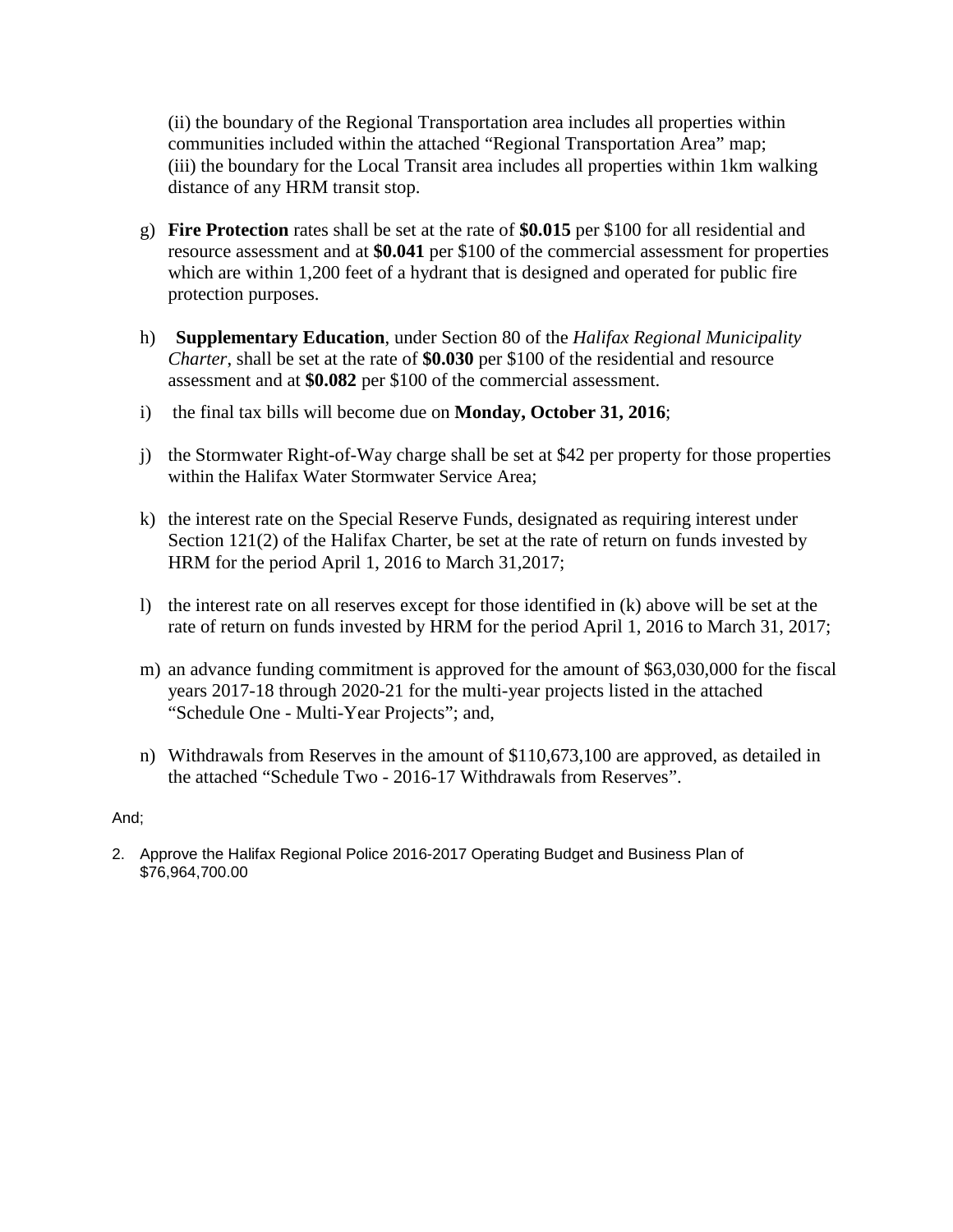(ii) the boundary of the Regional Transportation area includes all properties within communities included within the attached “Regional Transportation Area” map;
(iii) the boundary for the Local Transit area includes all properties within 1km walking distance of any HRM transit stop.

g) **Fire Protection** rates shall be set at the rate of **$0.015** per $100 for all residential and resource assessment and at **$0.041** per $100 of the commercial assessment for properties which are within 1,200 feet of a hydrant that is designed and operated for public fire protection purposes.

h) **Supplementary Education**, under Section 80 of the *Halifax Regional Municipality Charter*, shall be set at the rate of **$0.030** per $100 of the residential and resource assessment and at **$0.082** per $100 of the commercial assessment.

i) the final tax bills will become due on **Monday, October 31, 2016**;

j) the Stormwater Right-of-Way charge shall be set at $42 per property for those properties within the Halifax Water Stormwater Service Area;

k) the interest rate on the Special Reserve Funds, designated as requiring interest under Section 121(2) of the Halifax Charter, be set at the rate of return on funds invested by HRM for the period April 1, 2016 to March 31,2017;

l) the interest rate on all reserves except for those identified in (k) above will be set at the rate of return on funds invested by HRM for the period April 1, 2016 to March 31, 2017;

m) an advance funding commitment is approved for the amount of $63,030,000 for the fiscal years 2017-18 through 2020-21 for the multi-year projects listed in the attached “Schedule One - Multi-Year Projects”; and,

n) Withdrawals from Reserves in the amount of $110,673,100 are approved, as detailed in the attached “Schedule Two - 2016-17 Withdrawals from Reserves”.

And;

2. Approve the Halifax Regional Police 2016-2017 Operating Budget and Business Plan of $76,964,700.00